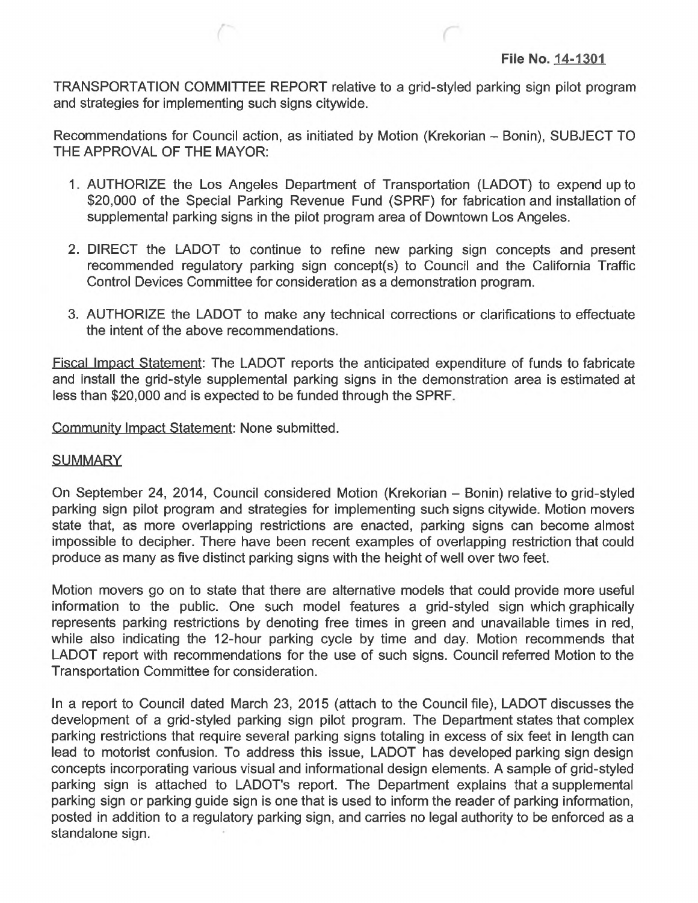File No. 14-1301

TRANSPORTATION COMMITTEE REPORT relative to a grid-styled parking sign pilot program and strategies for implementing such signs citywide.

Recommendations for Council action, as initiated by Motion (Krekorian – Bonin), SUBJECT TO THE APPROVAL OF THE MAYOR:

1. AUTHORIZE the Los Angeles Department of Transportation (LADOT) to expend up to $20,000 of the Special Parking Revenue Fund (SPRF) for fabrication and installation of supplemental parking signs in the pilot program area of Downtown Los Angeles.

2. DIRECT the LADOT to continue to refine new parking sign concepts and present recommended regulatory parking sign concept(s) to Council and the California Traffic Control Devices Committee for consideration as a demonstration program.

3. AUTHORIZE the LADOT to make any technical corrections or clarifications to effectuate the intent of the above recommendations.

Fiscal Impact Statement: The LADOT reports the anticipated expenditure of funds to fabricate and install the grid-style supplemental parking signs in the demonstration area is estimated at less than $20,000 and is expected to be funded through the SPRF.

Community Impact Statement: None submitted.

## SUMMARY

On September 24, 2014, Council considered Motion (Krekorian – Bonin) relative to grid-styled parking sign pilot program and strategies for implementing such signs citywide. Motion movers state that, as more overlapping restrictions are enacted, parking signs can become almost impossible to decipher. There have been recent examples of overlapping restriction that could produce as many as five distinct parking signs with the height of well over two feet.

Motion movers go on to state that there are alternative models that could provide more useful information to the public. One such model features a grid-styled sign which graphically represents parking restrictions by denoting free times in green and unavailable times in red, while also indicating the 12-hour parking cycle by time and day. Motion recommends that LADOT report with recommendations for the use of such signs. Council referred Motion to the Transportation Committee for consideration.

In a report to Council dated March 23, 2015 (attach to the Council file), LADOT discusses the development of a grid-styled parking sign pilot program. The Department states that complex parking restrictions that require several parking signs totaling in excess of six feet in length can lead to motorist confusion. To address this issue, LADOT has developed parking sign design concepts incorporating various visual and informational design elements. A sample of grid-styled parking sign is attached to LADOT's report. The Department explains that a supplemental parking sign or parking guide sign is one that is used to inform the reader of parking information, posted in addition to a regulatory parking sign, and carries no legal authority to be enforced as a standalone sign.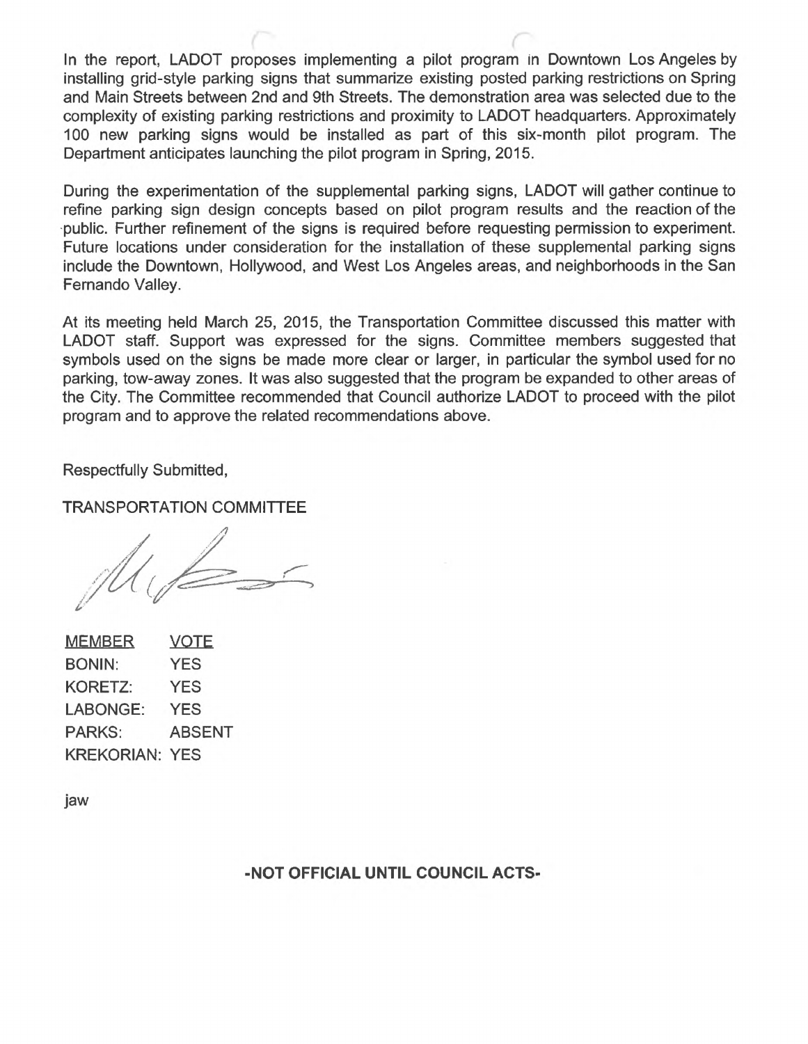In the report, LADOT proposes implementing a pilot program in Downtown Los Angeles by installing grid-style parking signs that summarize existing posted parking restrictions on Spring and Main Streets between 2nd and 9th Streets. The demonstration area was selected due to the complexity of existing parking restrictions and proximity to LADOT headquarters. Approximately 100 new parking signs would be installed as part of this six-month pilot program. The Department anticipates launching the pilot program in Spring, 2015.

During the experimentation of the supplemental parking signs, LADOT will gather continue to refine parking sign design concepts based on pilot program results and the reaction of the public. Further refinement of the signs is required before requesting permission to experiment. Future locations under consideration for the installation of these supplemental parking signs include the Downtown, Hollywood, and West Los Angeles areas, and neighborhoods in the San Fernando Valley.

At its meeting held March 25, 2015, the Transportation Committee discussed this matter with LADOT staff. Support was expressed for the signs. Committee members suggested that symbols used on the signs be made more clear or larger, in particular the symbol used for no parking, tow-away zones. It was also suggested that the program be expanded to other areas of the City. The Committee recommended that Council authorize LADOT to proceed with the pilot program and to approve the related recommendations above.

Respectfully Submitted,

TRANSPORTATION COMMITTEE

| MEMBER | VOTE |
|---|---|
| BONIN: | YES |
| KORETZ: | YES |
| LABONGE: | YES |
| PARKS: | ABSENT |
| KREKORIAN: | YES |

jaw

**-NOT OFFICIAL UNTIL COUNCIL ACTS-**